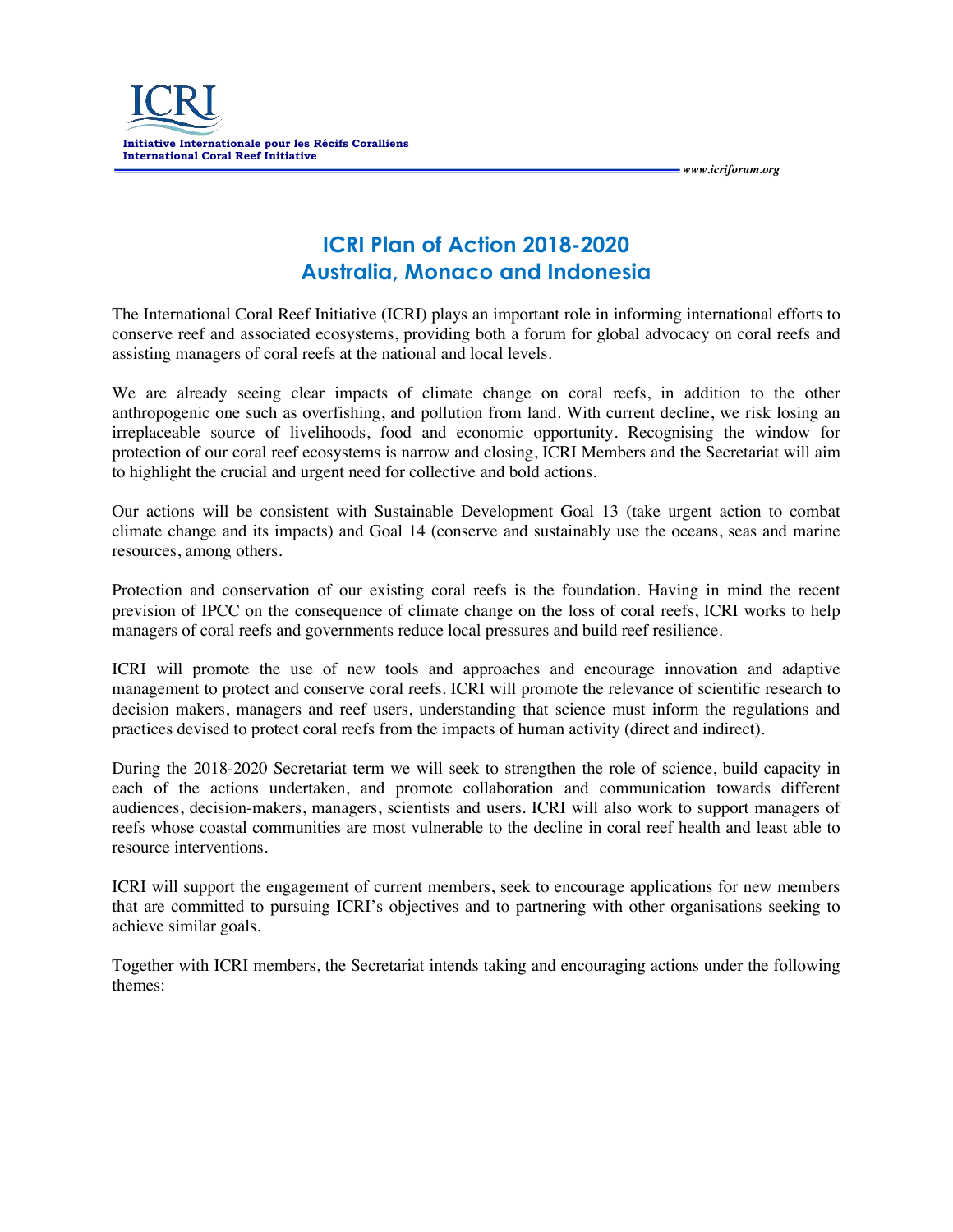ICRI

**Initiative Internationale pour les Récifs Coralliens**
**International Coral Reef Initiative**

*www.icriforum.org*

# ICRI Plan of Action 2018-2020
# Australia, Monaco and Indonesia

The International Coral Reef Initiative (ICRI) plays an important role in informing international efforts to conserve reef and associated ecosystems, providing both a forum for global advocacy on coral reefs and assisting managers of coral reefs at the national and local levels.

We are already seeing clear impacts of climate change on coral reefs, in addition to the other anthropogenic one such as overfishing, and pollution from land. With current decline, we risk losing an irreplaceable source of livelihoods, food and economic opportunity. Recognising the window for protection of our coral reef ecosystems is narrow and closing, ICRI Members and the Secretariat will aim to highlight the crucial and urgent need for collective and bold actions.

Our actions will be consistent with Sustainable Development Goal 13 (take urgent action to combat climate change and its impacts) and Goal 14 (conserve and sustainably use the oceans, seas and marine resources, among others.

Protection and conservation of our existing coral reefs is the foundation. Having in mind the recent prevision of IPCC on the consequence of climate change on the loss of coral reefs, ICRI works to help managers of coral reefs and governments reduce local pressures and build reef resilience.

ICRI will promote the use of new tools and approaches and encourage innovation and adaptive management to protect and conserve coral reefs. ICRI will promote the relevance of scientific research to decision makers, managers and reef users, understanding that science must inform the regulations and practices devised to protect coral reefs from the impacts of human activity (direct and indirect).

During the 2018-2020 Secretariat term we will seek to strengthen the role of science, build capacity in each of the actions undertaken, and promote collaboration and communication towards different audiences, decision-makers, managers, scientists and users. ICRI will also work to support managers of reefs whose coastal communities are most vulnerable to the decline in coral reef health and least able to resource interventions.

ICRI will support the engagement of current members, seek to encourage applications for new members that are committed to pursuing ICRI's objectives and to partnering with other organisations seeking to achieve similar goals.

Together with ICRI members, the Secretariat intends taking and encouraging actions under the following themes: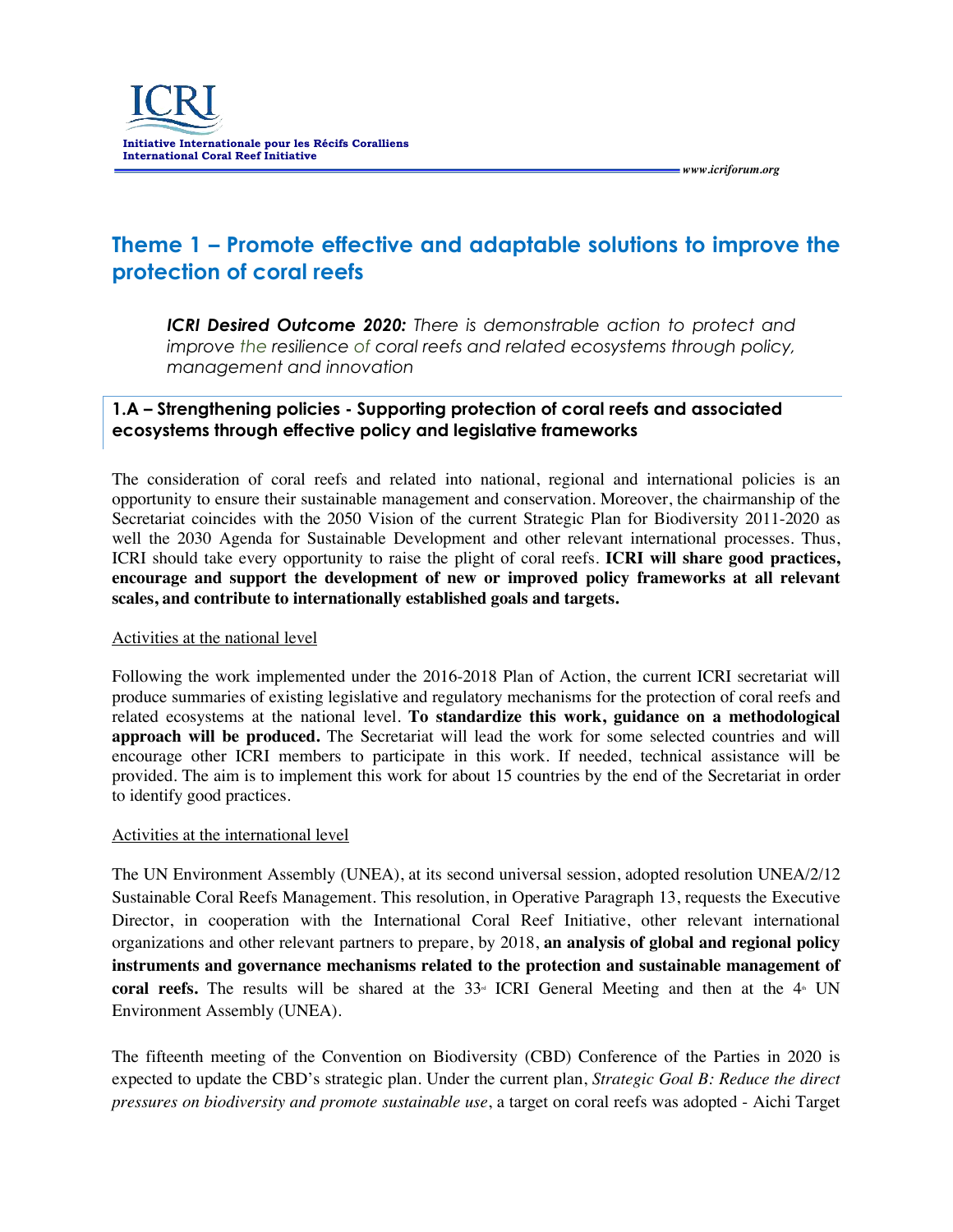## Theme 1 – Promote effective and adaptable solutions to improve the protection of coral reefs

***ICRI Desired Outcome 2020:*** *There is demonstrable action to protect and improve the resilience of coral reefs and related ecosystems through policy, management and innovation*

### 1.A – Strengthening policies - Supporting protection of coral reefs and associated ecosystems through effective policy and legislative frameworks

The consideration of coral reefs and related into national, regional and international policies is an opportunity to ensure their sustainable management and conservation. Moreover, the chairmanship of the Secretariat coincides with the 2050 Vision of the current Strategic Plan for Biodiversity 2011-2020 as well the 2030 Agenda for Sustainable Development and other relevant international processes. Thus, ICRI should take every opportunity to raise the plight of coral reefs. **ICRI will share good practices, encourage and support the development of new or improved policy frameworks at all relevant scales, and contribute to internationally established goals and targets.**

Activities at the national level

Following the work implemented under the 2016-2018 Plan of Action, the current ICRI secretariat will produce summaries of existing legislative and regulatory mechanisms for the protection of coral reefs and related ecosystems at the national level. **To standardize this work, guidance on a methodological approach will be produced.** The Secretariat will lead the work for some selected countries and will encourage other ICRI members to participate in this work. If needed, technical assistance will be provided. The aim is to implement this work for about 15 countries by the end of the Secretariat in order to identify good practices.

Activities at the international level

The UN Environment Assembly (UNEA), at its second universal session, adopted resolution UNEA/2/12 Sustainable Coral Reefs Management. This resolution, in Operative Paragraph 13, requests the Executive Director, in cooperation with the International Coral Reef Initiative, other relevant international organizations and other relevant partners to prepare, by 2018, **an analysis of global and regional policy instruments and governance mechanisms related to the protection and sustainable management of coral reefs.** The results will be shared at the 33rd ICRI General Meeting and then at the 4th UN Environment Assembly (UNEA).

The fifteenth meeting of the Convention on Biodiversity (CBD) Conference of the Parties in 2020 is expected to update the CBD's strategic plan. Under the current plan, *Strategic Goal B: Reduce the direct pressures on biodiversity and promote sustainable use*, a target on coral reefs was adopted - Aichi Target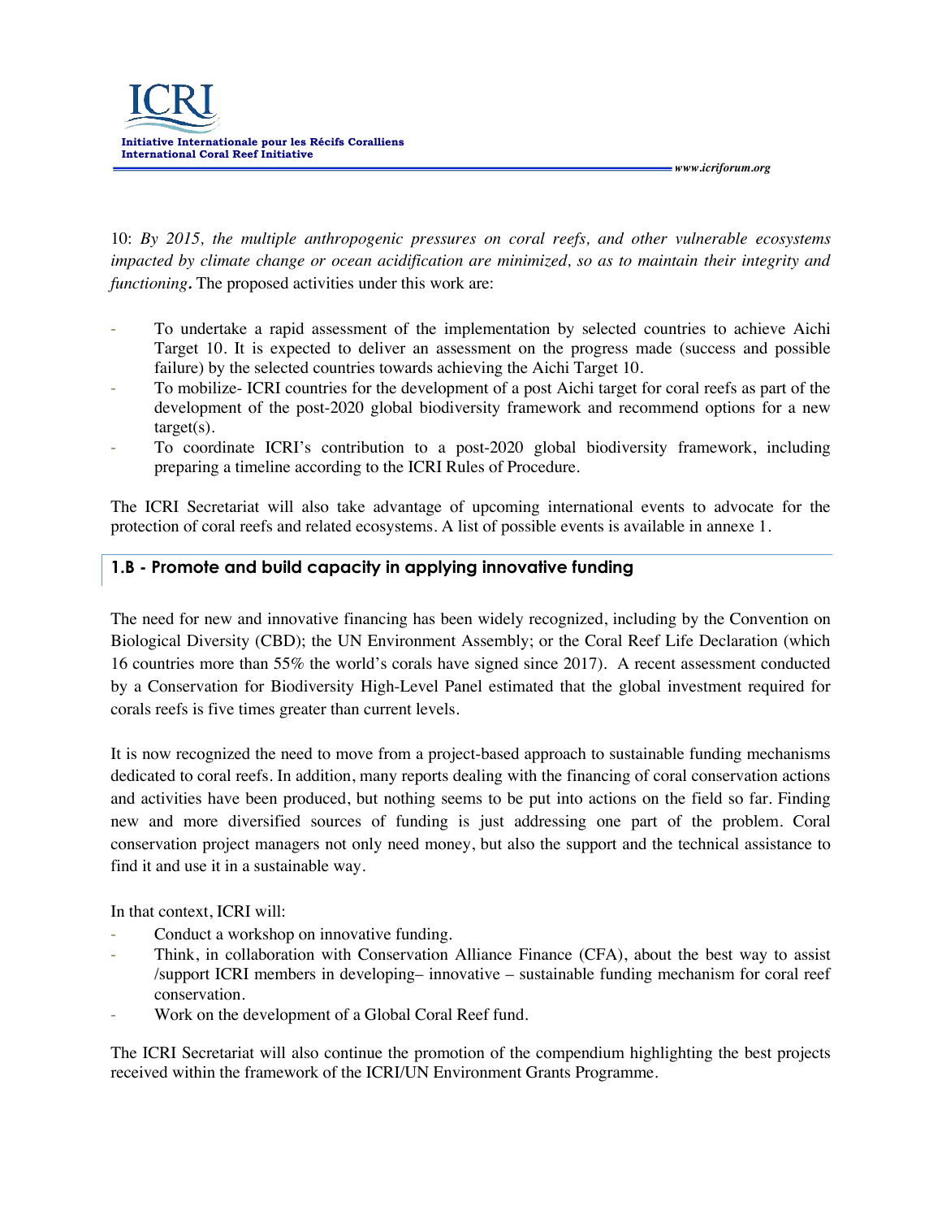10: *By 2015, the multiple anthropogenic pressures on coral reefs, and other vulnerable ecosystems impacted by climate change or ocean acidification are minimized, so as to maintain their integrity and functioning***.** The proposed activities under this work are:

- To undertake a rapid assessment of the implementation by selected countries to achieve Aichi Target 10. It is expected to deliver an assessment on the progress made (success and possible failure) by the selected countries towards achieving the Aichi Target 10.
- To mobilize- ICRI countries for the development of a post Aichi target for coral reefs as part of the development of the post-2020 global biodiversity framework and recommend options for a new target(s).
- To coordinate ICRI's contribution to a post-2020 global biodiversity framework, including preparing a timeline according to the ICRI Rules of Procedure.

The ICRI Secretariat will also take advantage of upcoming international events to advocate for the protection of coral reefs and related ecosystems. A list of possible events is available in annexe 1.

### 1.B - Promote and build capacity in applying innovative funding

The need for new and innovative financing has been widely recognized, including by the Convention on Biological Diversity (CBD); the UN Environment Assembly; or the Coral Reef Life Declaration (which 16 countries more than 55% the world's corals have signed since 2017). A recent assessment conducted by a Conservation for Biodiversity High-Level Panel estimated that the global investment required for corals reefs is five times greater than current levels.

It is now recognized the need to move from a project-based approach to sustainable funding mechanisms dedicated to coral reefs. In addition, many reports dealing with the financing of coral conservation actions and activities have been produced, but nothing seems to be put into actions on the field so far. Finding new and more diversified sources of funding is just addressing one part of the problem. Coral conservation project managers not only need money, but also the support and the technical assistance to find it and use it in a sustainable way.

In that context, ICRI will:

- Conduct a workshop on innovative funding.
- Think, in collaboration with Conservation Alliance Finance (CFA), about the best way to assist /support ICRI members in developing– innovative – sustainable funding mechanism for coral reef conservation.
- Work on the development of a Global Coral Reef fund.

The ICRI Secretariat will also continue the promotion of the compendium highlighting the best projects received within the framework of the ICRI/UN Environment Grants Programme.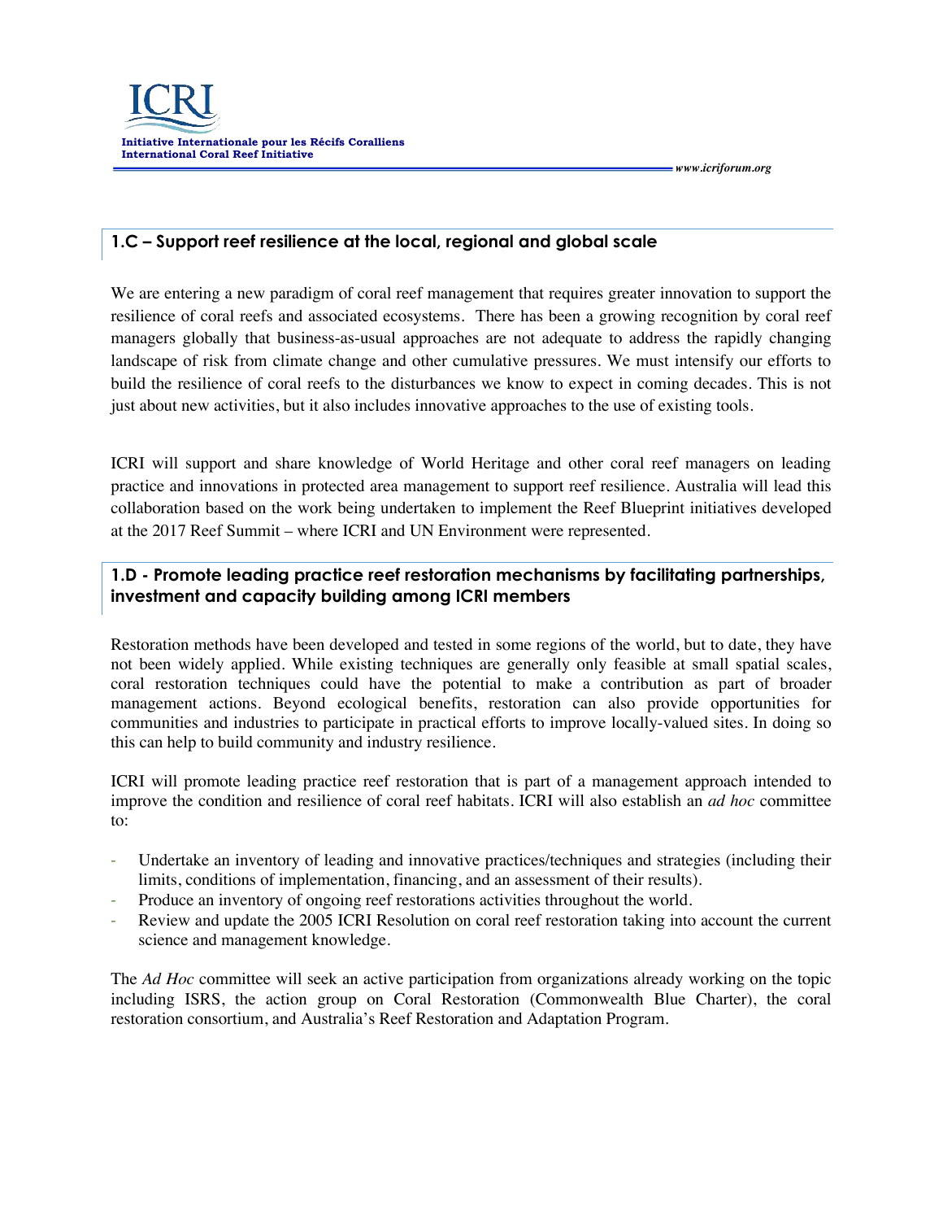## 1.C – Support reef resilience at the local, regional and global scale

We are entering a new paradigm of coral reef management that requires greater innovation to support the resilience of coral reefs and associated ecosystems. There has been a growing recognition by coral reef managers globally that business-as-usual approaches are not adequate to address the rapidly changing landscape of risk from climate change and other cumulative pressures. We must intensify our efforts to build the resilience of coral reefs to the disturbances we know to expect in coming decades. This is not just about new activities, but it also includes innovative approaches to the use of existing tools.

ICRI will support and share knowledge of World Heritage and other coral reef managers on leading practice and innovations in protected area management to support reef resilience. Australia will lead this collaboration based on the work being undertaken to implement the Reef Blueprint initiatives developed at the 2017 Reef Summit – where ICRI and UN Environment were represented.

## 1.D - Promote leading practice reef restoration mechanisms by facilitating partnerships, investment and capacity building among ICRI members

Restoration methods have been developed and tested in some regions of the world, but to date, they have not been widely applied. While existing techniques are generally only feasible at small spatial scales, coral restoration techniques could have the potential to make a contribution as part of broader management actions. Beyond ecological benefits, restoration can also provide opportunities for communities and industries to participate in practical efforts to improve locally-valued sites. In doing so this can help to build community and industry resilience.

ICRI will promote leading practice reef restoration that is part of a management approach intended to improve the condition and resilience of coral reef habitats. ICRI will also establish an *ad hoc* committee to:

- Undertake an inventory of leading and innovative practices/techniques and strategies (including their limits, conditions of implementation, financing, and an assessment of their results).
- Produce an inventory of ongoing reef restorations activities throughout the world.
- Review and update the 2005 ICRI Resolution on coral reef restoration taking into account the current science and management knowledge.

The *Ad Hoc* committee will seek an active participation from organizations already working on the topic including ISRS, the action group on Coral Restoration (Commonwealth Blue Charter), the coral restoration consortium, and Australia's Reef Restoration and Adaptation Program.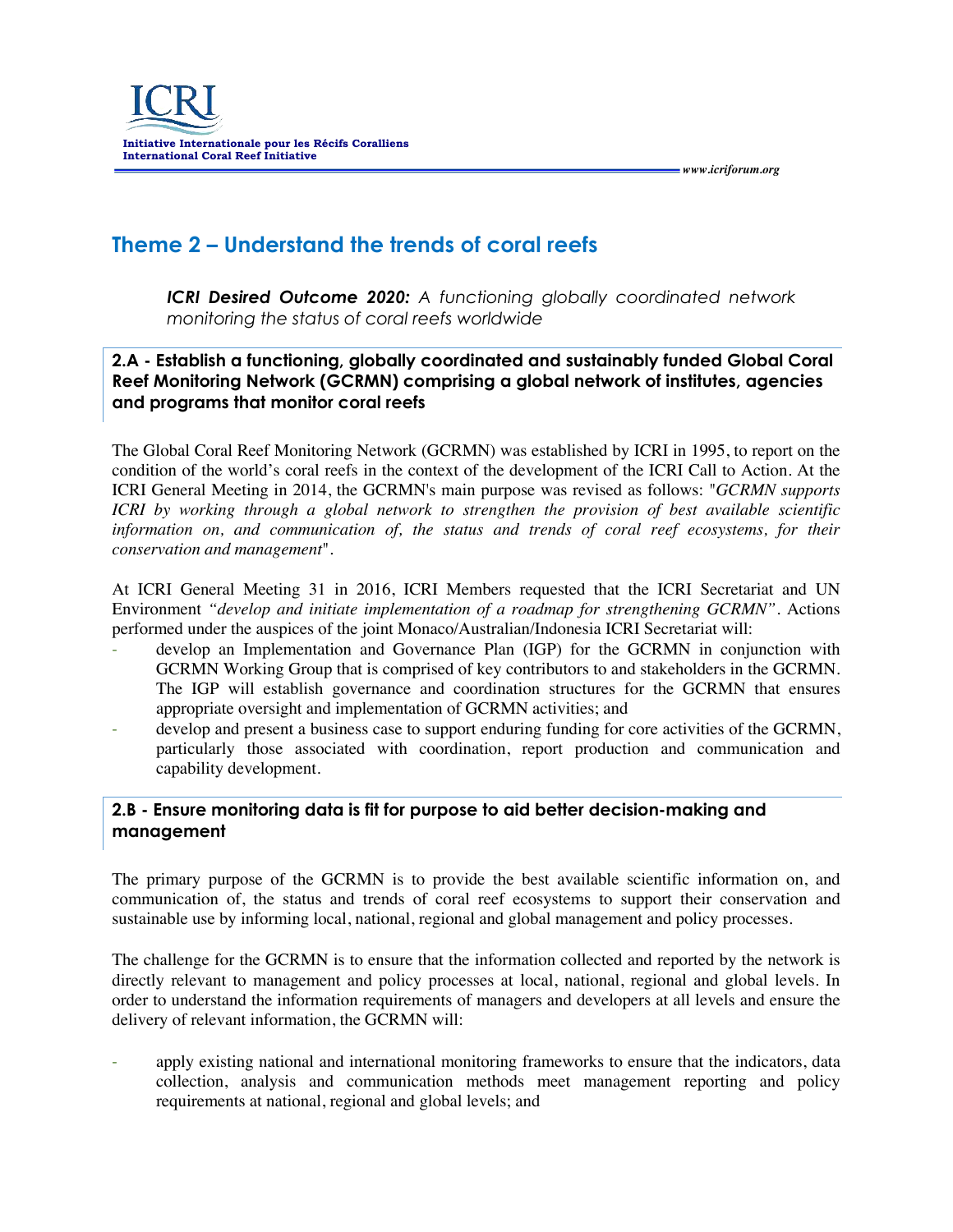## Theme 2 – Understand the trends of coral reefs

***ICRI Desired Outcome 2020:*** *A functioning globally coordinated network monitoring the status of coral reefs worldwide*

### 2.A - Establish a functioning, globally coordinated and sustainably funded Global Coral Reef Monitoring Network (GCRMN) comprising a global network of institutes, agencies and programs that monitor coral reefs

The Global Coral Reef Monitoring Network (GCRMN) was established by ICRI in 1995, to report on the condition of the world's coral reefs in the context of the development of the ICRI Call to Action. At the ICRI General Meeting in 2014, the GCRMN's main purpose was revised as follows: "*GCRMN supports ICRI by working through a global network to strengthen the provision of best available scientific information on, and communication of, the status and trends of coral reef ecosystems, for their conservation and management*".

At ICRI General Meeting 31 in 2016, ICRI Members requested that the ICRI Secretariat and UN Environment *"develop and initiate implementation of a roadmap for strengthening GCRMN"*. Actions performed under the auspices of the joint Monaco/Australian/Indonesia ICRI Secretariat will:

- develop an Implementation and Governance Plan (IGP) for the GCRMN in conjunction with GCRMN Working Group that is comprised of key contributors to and stakeholders in the GCRMN. The IGP will establish governance and coordination structures for the GCRMN that ensures appropriate oversight and implementation of GCRMN activities; and
- develop and present a business case to support enduring funding for core activities of the GCRMN, particularly those associated with coordination, report production and communication and capability development.

### 2.B - Ensure monitoring data is fit for purpose to aid better decision-making and management

The primary purpose of the GCRMN is to provide the best available scientific information on, and communication of, the status and trends of coral reef ecosystems to support their conservation and sustainable use by informing local, national, regional and global management and policy processes.

The challenge for the GCRMN is to ensure that the information collected and reported by the network is directly relevant to management and policy processes at local, national, regional and global levels. In order to understand the information requirements of managers and developers at all levels and ensure the delivery of relevant information, the GCRMN will:

- apply existing national and international monitoring frameworks to ensure that the indicators, data collection, analysis and communication methods meet management reporting and policy requirements at national, regional and global levels; and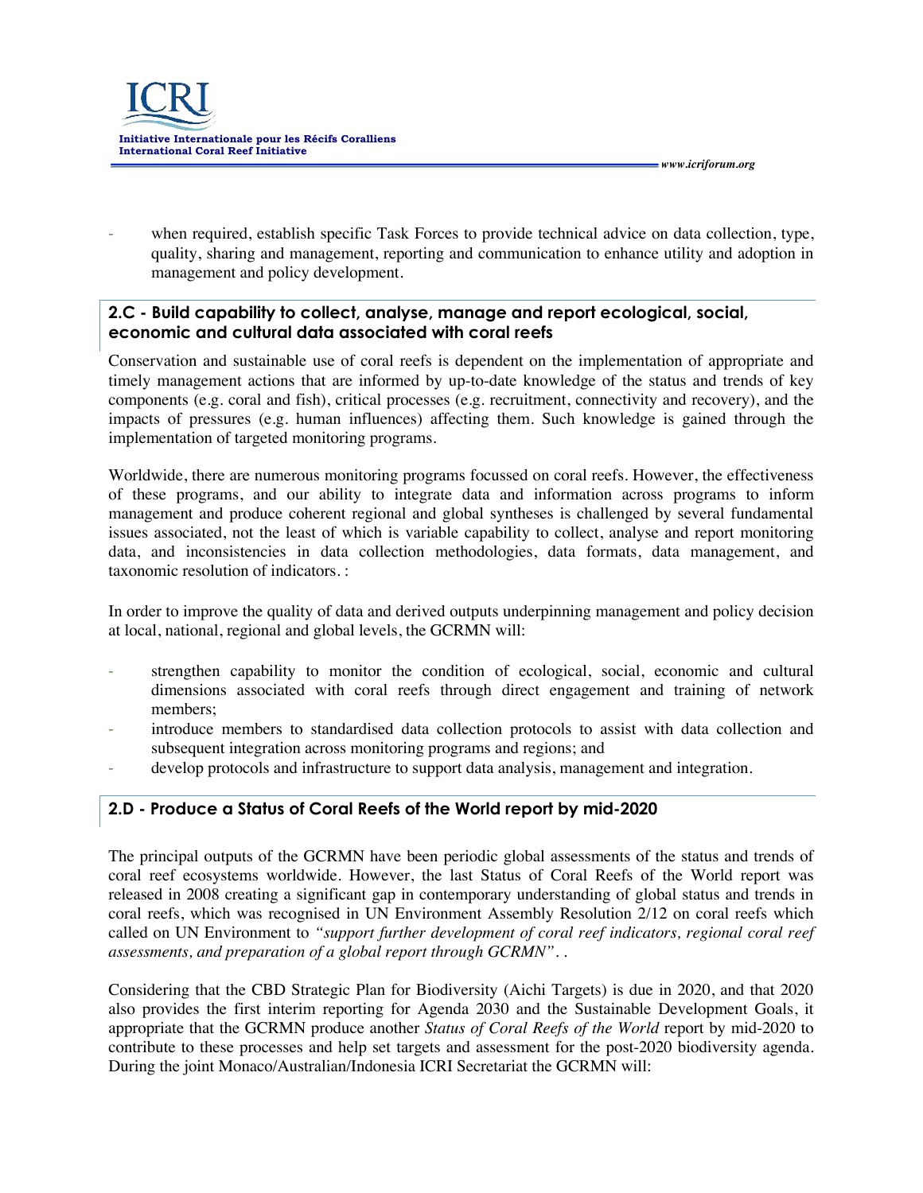- when required, establish specific Task Forces to provide technical advice on data collection, type, quality, sharing and management, reporting and communication to enhance utility and adoption in management and policy development.

### 2.C - Build capability to collect, analyse, manage and report ecological, social, economic and cultural data associated with coral reefs

Conservation and sustainable use of coral reefs is dependent on the implementation of appropriate and timely management actions that are informed by up-to-date knowledge of the status and trends of key components (e.g. coral and fish), critical processes (e.g. recruitment, connectivity and recovery), and the impacts of pressures (e.g. human influences) affecting them. Such knowledge is gained through the implementation of targeted monitoring programs.

Worldwide, there are numerous monitoring programs focussed on coral reefs. However, the effectiveness of these programs, and our ability to integrate data and information across programs to inform management and produce coherent regional and global syntheses is challenged by several fundamental issues associated, not the least of which is variable capability to collect, analyse and report monitoring data, and inconsistencies in data collection methodologies, data formats, data management, and taxonomic resolution of indicators. :

In order to improve the quality of data and derived outputs underpinning management and policy decision at local, national, regional and global levels, the GCRMN will:

- strengthen capability to monitor the condition of ecological, social, economic and cultural dimensions associated with coral reefs through direct engagement and training of network members;
- introduce members to standardised data collection protocols to assist with data collection and subsequent integration across monitoring programs and regions; and
- develop protocols and infrastructure to support data analysis, management and integration.

### 2.D - Produce a Status of Coral Reefs of the World report by mid-2020

The principal outputs of the GCRMN have been periodic global assessments of the status and trends of coral reef ecosystems worldwide. However, the last Status of Coral Reefs of the World report was released in 2008 creating a significant gap in contemporary understanding of global status and trends in coral reefs, which was recognised in UN Environment Assembly Resolution 2/12 on coral reefs which called on UN Environment to *"support further development of coral reef indicators, regional coral reef assessments, and preparation of a global report through GCRMN"*. .

Considering that the CBD Strategic Plan for Biodiversity (Aichi Targets) is due in 2020, and that 2020 also provides the first interim reporting for Agenda 2030 and the Sustainable Development Goals, it appropriate that the GCRMN produce another *Status of Coral Reefs of the World* report by mid-2020 to contribute to these processes and help set targets and assessment for the post-2020 biodiversity agenda. During the joint Monaco/Australian/Indonesia ICRI Secretariat the GCRMN will: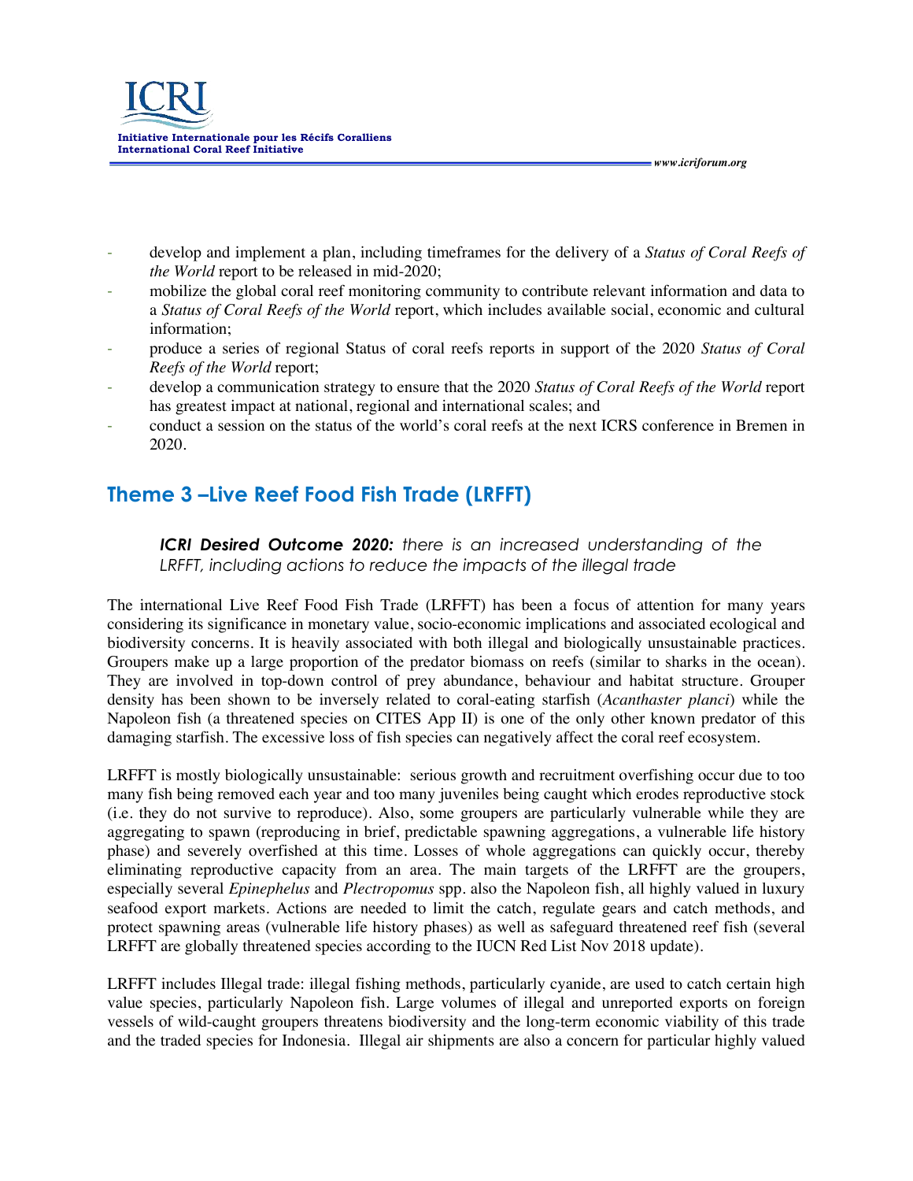- develop and implement a plan, including timeframes for the delivery of a *Status of Coral Reefs of the World* report to be released in mid-2020;
- mobilize the global coral reef monitoring community to contribute relevant information and data to a *Status of Coral Reefs of the World* report, which includes available social, economic and cultural information;
- produce a series of regional Status of coral reefs reports in support of the 2020 *Status of Coral Reefs of the World* report;
- develop a communication strategy to ensure that the 2020 *Status of Coral Reefs of the World* report has greatest impact at national, regional and international scales; and
- conduct a session on the status of the world's coral reefs at the next ICRS conference in Bremen in 2020.

## Theme 3 –Live Reef Food Fish Trade (LRFFT)

> ***ICRI Desired Outcome 2020:*** *there is an increased understanding of the LRFFT, including actions to reduce the impacts of the illegal trade*

The international Live Reef Food Fish Trade (LRFFT) has been a focus of attention for many years considering its significance in monetary value, socio-economic implications and associated ecological and biodiversity concerns. It is heavily associated with both illegal and biologically unsustainable practices. Groupers make up a large proportion of the predator biomass on reefs (similar to sharks in the ocean). They are involved in top-down control of prey abundance, behaviour and habitat structure. Grouper density has been shown to be inversely related to coral-eating starfish (*Acanthaster planci*) while the Napoleon fish (a threatened species on CITES App II) is one of the only other known predator of this damaging starfish. The excessive loss of fish species can negatively affect the coral reef ecosystem.

LRFFT is mostly biologically unsustainable: serious growth and recruitment overfishing occur due to too many fish being removed each year and too many juveniles being caught which erodes reproductive stock (i.e. they do not survive to reproduce). Also, some groupers are particularly vulnerable while they are aggregating to spawn (reproducing in brief, predictable spawning aggregations, a vulnerable life history phase) and severely overfished at this time. Losses of whole aggregations can quickly occur, thereby eliminating reproductive capacity from an area. The main targets of the LRFFT are the groupers, especially several *Epinephelus* and *Plectropomus* spp. also the Napoleon fish, all highly valued in luxury seafood export markets. Actions are needed to limit the catch, regulate gears and catch methods, and protect spawning areas (vulnerable life history phases) as well as safeguard threatened reef fish (several LRFFT are globally threatened species according to the IUCN Red List Nov 2018 update).

LRFFT includes Illegal trade: illegal fishing methods, particularly cyanide, are used to catch certain high value species, particularly Napoleon fish. Large volumes of illegal and unreported exports on foreign vessels of wild-caught groupers threatens biodiversity and the long-term economic viability of this trade and the traded species for Indonesia. Illegal air shipments are also a concern for particular highly valued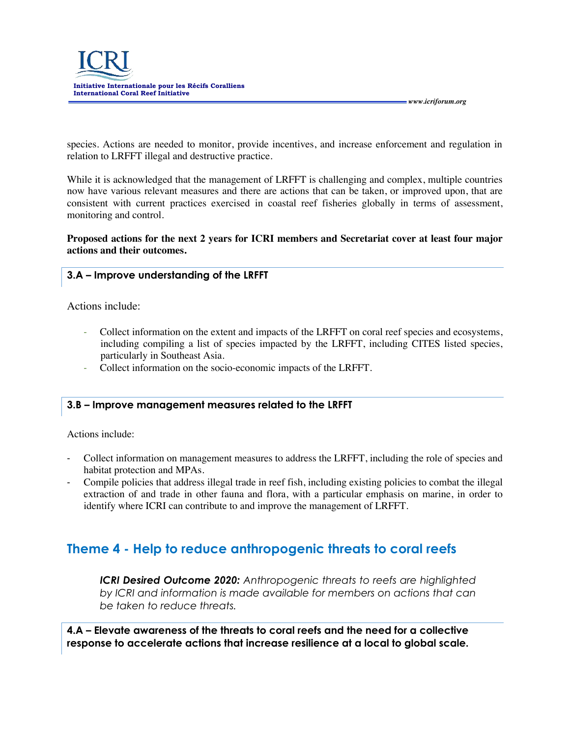species. Actions are needed to monitor, provide incentives, and increase enforcement and regulation in relation to LRFFT illegal and destructive practice.

While it is acknowledged that the management of LRFFT is challenging and complex, multiple countries now have various relevant measures and there are actions that can be taken, or improved upon, that are consistent with current practices exercised in coastal reef fisheries globally in terms of assessment, monitoring and control.

**Proposed actions for the next 2 years for ICRI members and Secretariat cover at least four major actions and their outcomes.**

### 3.A – Improve understanding of the LRFFT

Actions include:

- Collect information on the extent and impacts of the LRFFT on coral reef species and ecosystems, including compiling a list of species impacted by the LRFFT, including CITES listed species, particularly in Southeast Asia.
- Collect information on the socio-economic impacts of the LRFFT.

### 3.B – Improve management measures related to the LRFFT

Actions include:

- Collect information on management measures to address the LRFFT, including the role of species and habitat protection and MPAs.
- Compile policies that address illegal trade in reef fish, including existing policies to combat the illegal extraction of and trade in other fauna and flora, with a particular emphasis on marine, in order to identify where ICRI can contribute to and improve the management of LRFFT.

## Theme 4 - Help to reduce anthropogenic threats to coral reefs

> ***ICRI Desired Outcome 2020:*** *Anthropogenic threats to reefs are highlighted by ICRI and information is made available for members on actions that can be taken to reduce threats.*

### 4.A – Elevate awareness of the threats to coral reefs and the need for a collective response to accelerate actions that increase resilience at a local to global scale.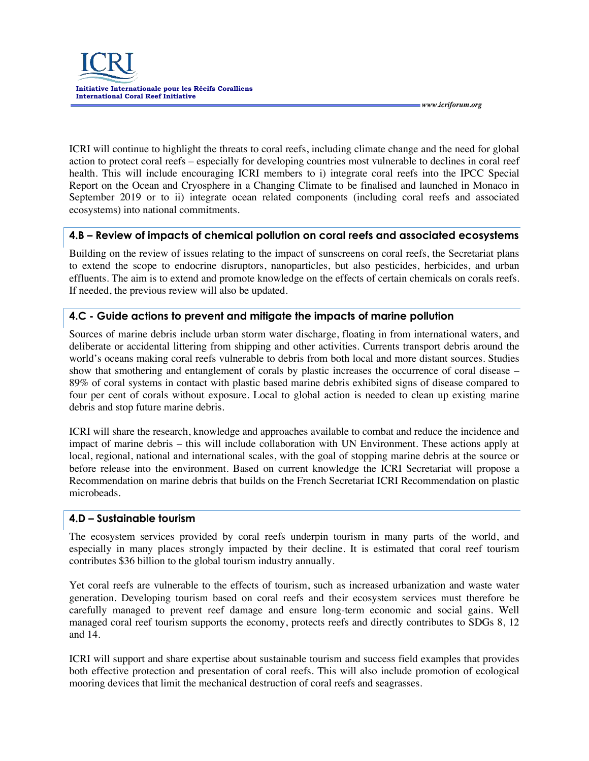ICRI will continue to highlight the threats to coral reefs, including climate change and the need for global action to protect coral reefs – especially for developing countries most vulnerable to declines in coral reef health. This will include encouraging ICRI members to i) integrate coral reefs into the IPCC Special Report on the Ocean and Cryosphere in a Changing Climate to be finalised and launched in Monaco in September 2019 or to ii) integrate ocean related components (including coral reefs and associated ecosystems) into national commitments.

### 4.B – Review of impacts of chemical pollution on coral reefs and associated ecosystems

Building on the review of issues relating to the impact of sunscreens on coral reefs, the Secretariat plans to extend the scope to endocrine disruptors, nanoparticles, but also pesticides, herbicides, and urban effluents. The aim is to extend and promote knowledge on the effects of certain chemicals on corals reefs. If needed, the previous review will also be updated.

### 4.C - Guide actions to prevent and mitigate the impacts of marine pollution

Sources of marine debris include urban storm water discharge, floating in from international waters, and deliberate or accidental littering from shipping and other activities. Currents transport debris around the world's oceans making coral reefs vulnerable to debris from both local and more distant sources. Studies show that smothering and entanglement of corals by plastic increases the occurrence of coral disease – 89% of coral systems in contact with plastic based marine debris exhibited signs of disease compared to four per cent of corals without exposure. Local to global action is needed to clean up existing marine debris and stop future marine debris.

ICRI will share the research, knowledge and approaches available to combat and reduce the incidence and impact of marine debris – this will include collaboration with UN Environment. These actions apply at local, regional, national and international scales, with the goal of stopping marine debris at the source or before release into the environment. Based on current knowledge the ICRI Secretariat will propose a Recommendation on marine debris that builds on the French Secretariat ICRI Recommendation on plastic microbeads.

### 4.D – Sustainable tourism

The ecosystem services provided by coral reefs underpin tourism in many parts of the world, and especially in many places strongly impacted by their decline. It is estimated that coral reef tourism contributes $36 billion to the global tourism industry annually.

Yet coral reefs are vulnerable to the effects of tourism, such as increased urbanization and waste water generation. Developing tourism based on coral reefs and their ecosystem services must therefore be carefully managed to prevent reef damage and ensure long-term economic and social gains. Well managed coral reef tourism supports the economy, protects reefs and directly contributes to SDGs 8, 12 and 14.

ICRI will support and share expertise about sustainable tourism and success field examples that provides both effective protection and presentation of coral reefs. This will also include promotion of ecological mooring devices that limit the mechanical destruction of coral reefs and seagrasses.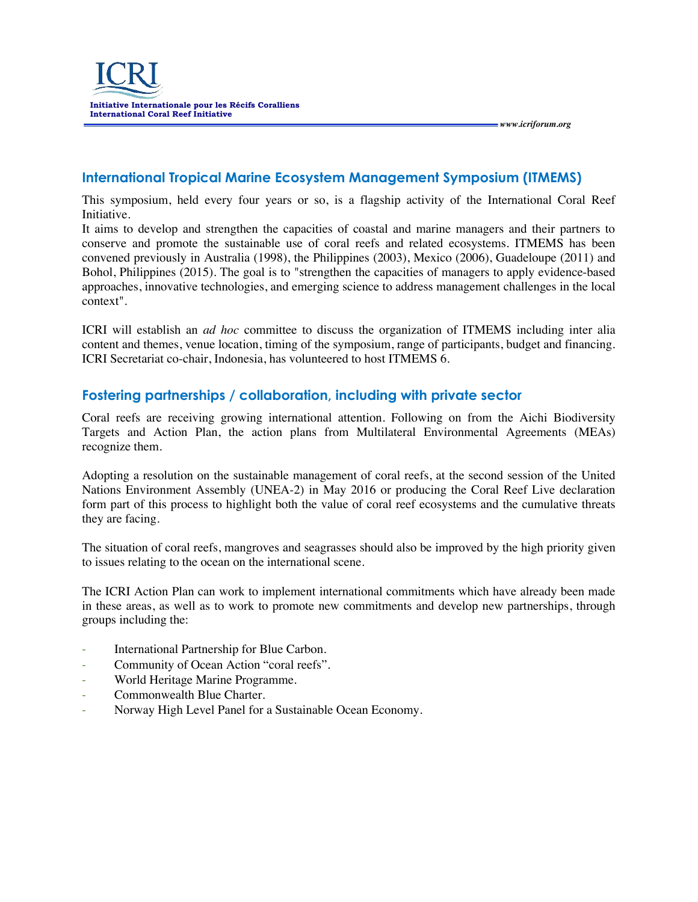## International Tropical Marine Ecosystem Management Symposium (ITMEMS)

This symposium, held every four years or so, is a flagship activity of the International Coral Reef Initiative.

It aims to develop and strengthen the capacities of coastal and marine managers and their partners to conserve and promote the sustainable use of coral reefs and related ecosystems. ITMEMS has been convened previously in Australia (1998), the Philippines (2003), Mexico (2006), Guadeloupe (2011) and Bohol, Philippines (2015). The goal is to "strengthen the capacities of managers to apply evidence-based approaches, innovative technologies, and emerging science to address management challenges in the local context".

ICRI will establish an *ad hoc* committee to discuss the organization of ITMEMS including inter alia content and themes, venue location, timing of the symposium, range of participants, budget and financing. ICRI Secretariat co-chair, Indonesia, has volunteered to host ITMEMS 6.

## Fostering partnerships / collaboration, including with private sector

Coral reefs are receiving growing international attention. Following on from the Aichi Biodiversity Targets and Action Plan, the action plans from Multilateral Environmental Agreements (MEAs) recognize them.

Adopting a resolution on the sustainable management of coral reefs, at the second session of the United Nations Environment Assembly (UNEA-2) in May 2016 or producing the Coral Reef Live declaration form part of this process to highlight both the value of coral reef ecosystems and the cumulative threats they are facing.

The situation of coral reefs, mangroves and seagrasses should also be improved by the high priority given to issues relating to the ocean on the international scene.

The ICRI Action Plan can work to implement international commitments which have already been made in these areas, as well as to work to promote new commitments and develop new partnerships, through groups including the:

- International Partnership for Blue Carbon.
- Community of Ocean Action "coral reefs".
- World Heritage Marine Programme.
- Commonwealth Blue Charter.
- Norway High Level Panel for a Sustainable Ocean Economy.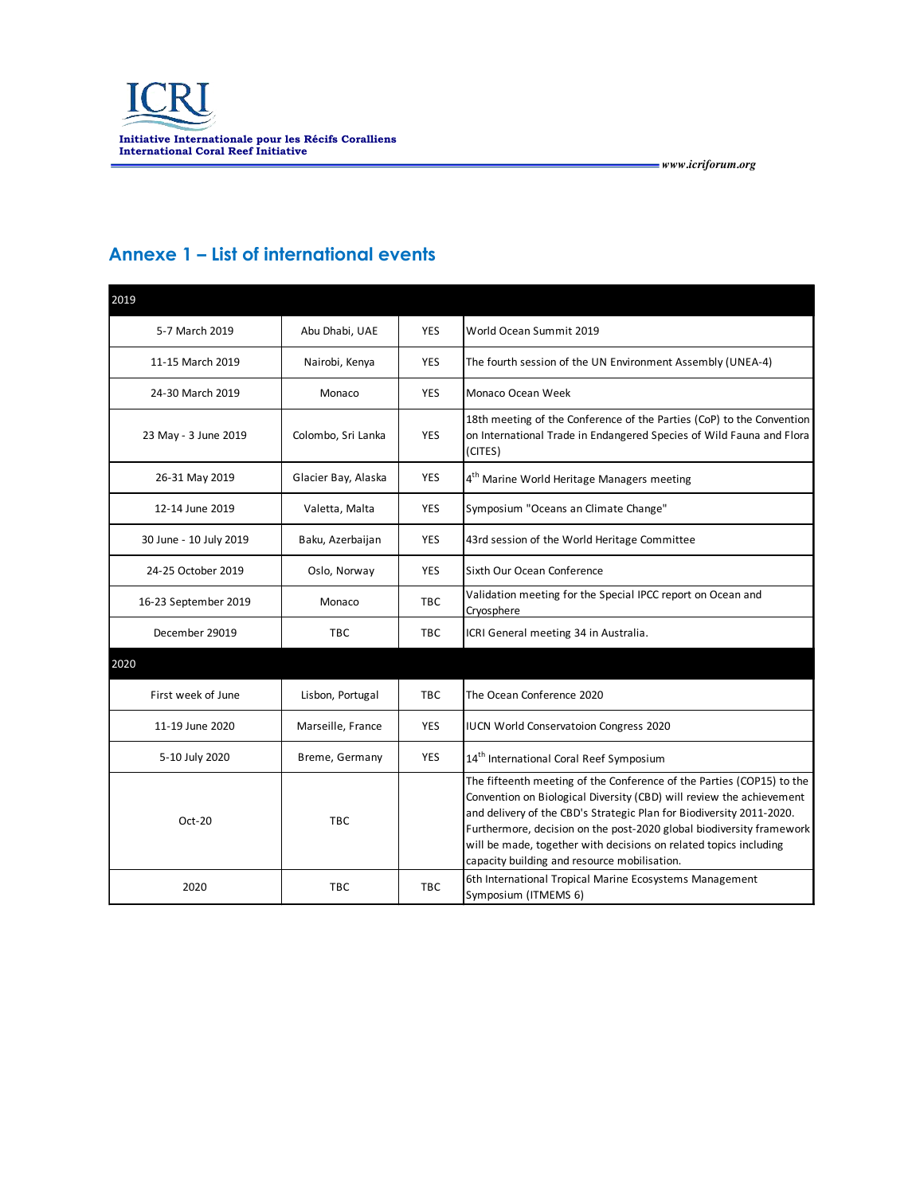## Annexe 1 – List of international events

| | | | |
|---|---|---|---|
| 2019 | | | |
| 5-7 March 2019 | Abu Dhabi, UAE | YES | World Ocean Summit 2019 |
| 11-15 March 2019 | Nairobi, Kenya | YES | The fourth session of the UN Environment Assembly (UNEA-4) |
| 24-30 March 2019 | Monaco | YES | Monaco Ocean Week |
| 23 May - 3 June 2019 | Colombo, Sri Lanka | YES | 18th meeting of the Conference of the Parties (CoP) to the Convention on International Trade in Endangered Species of Wild Fauna and Flora (CITES) |
| 26-31 May 2019 | Glacier Bay, Alaska | YES | 4th Marine World Heritage Managers meeting |
| 12-14 June 2019 | Valetta, Malta | YES | Symposium "Oceans an Climate Change" |
| 30 June - 10 July 2019 | Baku, Azerbaijan | YES | 43rd session of the World Heritage Committee |
| 24-25 October 2019 | Oslo, Norway | YES | Sixth Our Ocean Conference |
| 16-23 September 2019 | Monaco | TBC | Validation meeting for the Special IPCC report on Ocean and Cryosphere |
| December 29019 | TBC | TBC | ICRI General meeting 34 in Australia. |
| 2020 | | | |
| First week of June | Lisbon, Portugal | TBC | The Ocean Conference 2020 |
| 11-19 June 2020 | Marseille, France | YES | IUCN World Conservatoion Congress 2020 |
| 5-10 July 2020 | Breme, Germany | YES | 14th International Coral Reef Symposium |
| Oct-20 | TBC | | The fifteenth meeting of the Conference of the Parties (COP15) to the Convention on Biological Diversity (CBD) will review the achievement and delivery of the CBD's Strategic Plan for Biodiversity 2011-2020. Furthermore, decision on the post-2020 global biodiversity framework will be made, together with decisions on related topics including capacity building and resource mobilisation. |
| 2020 | TBC | TBC | 6th International Tropical Marine Ecosystems Management Symposium (ITMEMS 6) |